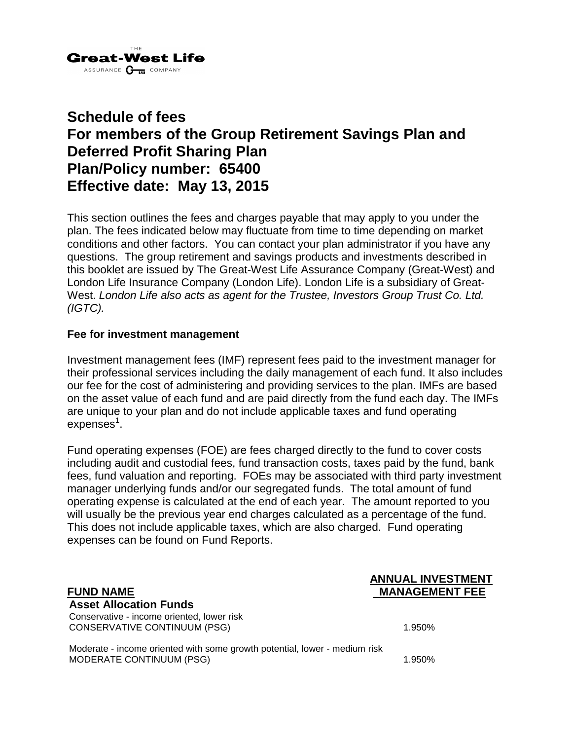THE
**Great-West Life**
ASSURANCE COMPANY

# Schedule of fees
# For members of the Group Retirement Savings Plan and Deferred Profit Sharing Plan
# Plan/Policy number: 65400
# Effective date: May 13, 2015

This section outlines the fees and charges payable that may apply to you under the plan. The fees indicated below may fluctuate from time to time depending on market conditions and other factors. You can contact your plan administrator if you have any questions. The group retirement and savings products and investments described in this booklet are issued by The Great-West Life Assurance Company (Great-West) and London Life Insurance Company (London Life). London Life is a subsidiary of Great-West. *London Life also acts as agent for the Trustee, Investors Group Trust Co. Ltd. (IGTC).*

**Fee for investment management**

Investment management fees (IMF) represent fees paid to the investment manager for their professional services including the daily management of each fund. It also includes our fee for the cost of administering and providing services to the plan. IMFs are based on the asset value of each fund and are paid directly from the fund each day. The IMFs are unique to your plan and do not include applicable taxes and fund operating expenses[1].

Fund operating expenses (FOE) are fees charged directly to the fund to cover costs including audit and custodial fees, fund transaction costs, taxes paid by the fund, bank fees, fund valuation and reporting. FOEs may be associated with third party investment manager underlying funds and/or our segregated funds. The total amount of fund operating expense is calculated at the end of each year. The amount reported to you will usually be the previous year end charges calculated as a percentage of the fund. This does not include applicable taxes, which are also charged. Fund operating expenses can be found on Fund Reports.

| FUND NAME | ANNUAL INVESTMENT MANAGEMENT FEE |
|---|---|
| **Asset Allocation Funds** | |
| Conservative - income oriented, lower risk | |
| CONSERVATIVE CONTINUUM (PSG) | 1.950% |
| Moderate - income oriented with some growth potential, lower - medium risk | |
| MODERATE CONTINUUM (PSG) | 1.950% |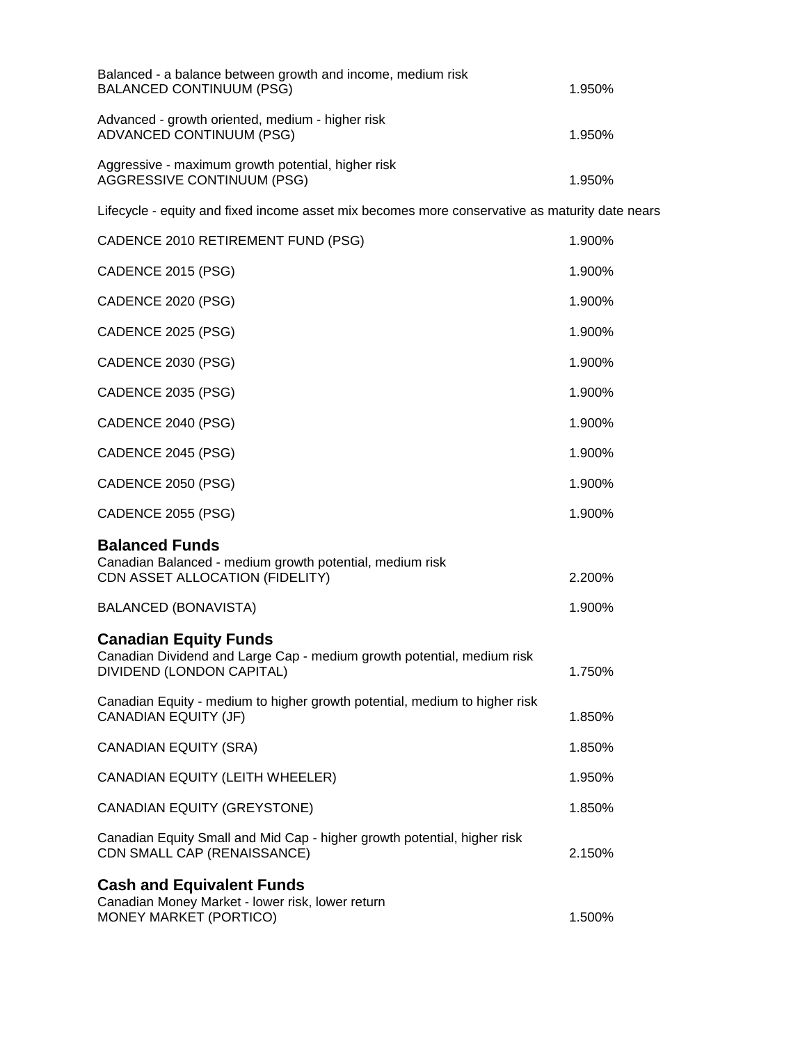Balanced - a balance between growth and income, medium risk

| | |
|---|---|
| BALANCED CONTINUUM (PSG) | 1.950% |

Advanced - growth oriented, medium - higher risk

| | |
|---|---|
| ADVANCED CONTINUUM (PSG) | 1.950% |

Aggressive - maximum growth potential, higher risk

| | |
|---|---|
| AGGRESSIVE CONTINUUM (PSG) | 1.950% |

Lifecycle - equity and fixed income asset mix becomes more conservative as maturity date nears

| | |
|---|---|
| CADENCE 2010 RETIREMENT FUND (PSG) | 1.900% |
| CADENCE 2015 (PSG) | 1.900% |
| CADENCE 2020 (PSG) | 1.900% |
| CADENCE 2025 (PSG) | 1.900% |
| CADENCE 2030 (PSG) | 1.900% |
| CADENCE 2035 (PSG) | 1.900% |
| CADENCE 2040 (PSG) | 1.900% |
| CADENCE 2045 (PSG) | 1.900% |
| CADENCE 2050 (PSG) | 1.900% |
| CADENCE 2055 (PSG) | 1.900% |

## Balanced Funds

Canadian Balanced - medium growth potential, medium risk

| | |
|---|---|
| CDN ASSET ALLOCATION (FIDELITY) | 2.200% |
| BALANCED (BONAVISTA) | 1.900% |

## Canadian Equity Funds

Canadian Dividend and Large Cap - medium growth potential, medium risk

| | |
|---|---|
| DIVIDEND (LONDON CAPITAL) | 1.750% |

Canadian Equity - medium to higher growth potential, medium to higher risk

| | |
|---|---|
| CANADIAN EQUITY (JF) | 1.850% |
| CANADIAN EQUITY (SRA) | 1.850% |
| CANADIAN EQUITY (LEITH WHEELER) | 1.950% |
| CANADIAN EQUITY (GREYSTONE) | 1.850% |

Canadian Equity Small and Mid Cap - higher growth potential, higher risk

| | |
|---|---|
| CDN SMALL CAP (RENAISSANCE) | 2.150% |

## Cash and Equivalent Funds

Canadian Money Market - lower risk, lower return

| | |
|---|---|
| MONEY MARKET (PORTICO) | 1.500% |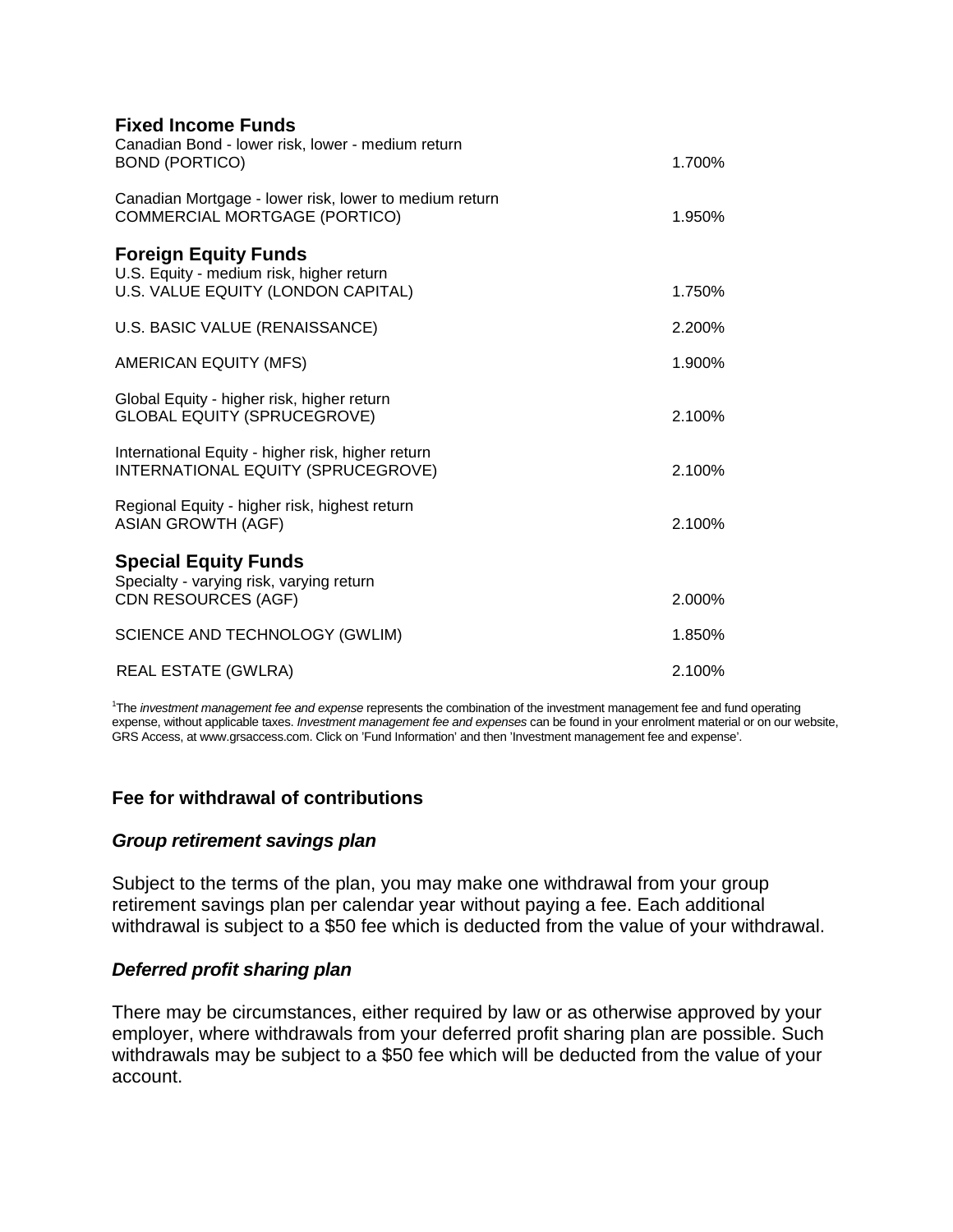### Fixed Income Funds

| | |
|---|---|
| Canadian Bond - lower risk, lower - medium return | |
| BOND (PORTICO) | 1.700% |
| Canadian Mortgage - lower risk, lower to medium return | |
| COMMERCIAL MORTGAGE (PORTICO) | 1.950% |

### Foreign Equity Funds

| | |
|---|---|
| U.S. Equity - medium risk, higher return | |
| U.S. VALUE EQUITY (LONDON CAPITAL) | 1.750% |
| U.S. BASIC VALUE (RENAISSANCE) | 2.200% |
| AMERICAN EQUITY (MFS) | 1.900% |
| Global Equity - higher risk, higher return | |
| GLOBAL EQUITY (SPRUCEGROVE) | 2.100% |
| International Equity - higher risk, higher return | |
| INTERNATIONAL EQUITY (SPRUCEGROVE) | 2.100% |
| Regional Equity - higher risk, highest return | |
| ASIAN GROWTH (AGF) | 2.100% |

### Special Equity Funds

| | |
|---|---|
| Specialty - varying risk, varying return | |
| CDN RESOURCES (AGF) | 2.000% |
| SCIENCE AND TECHNOLOGY (GWLIM) | 1.850% |
| REAL ESTATE (GWLRA) | 2.100% |

[1]The *investment management fee and expense* represents the combination of the investment management fee and fund operating expense, without applicable taxes. *Investment management fee and expenses* can be found in your enrolment material or on our website, GRS Access, at www.grsaccess.com. Click on 'Fund Information' and then 'Investment management fee and expense'.

## Fee for withdrawal of contributions

### *Group retirement savings plan*

Subject to the terms of the plan, you may make one withdrawal from your group retirement savings plan per calendar year without paying a fee. Each additional withdrawal is subject to a $50 fee which is deducted from the value of your withdrawal.

### *Deferred profit sharing plan*

There may be circumstances, either required by law or as otherwise approved by your employer, where withdrawals from your deferred profit sharing plan are possible. Such withdrawals may be subject to a $50 fee which will be deducted from the value of your account.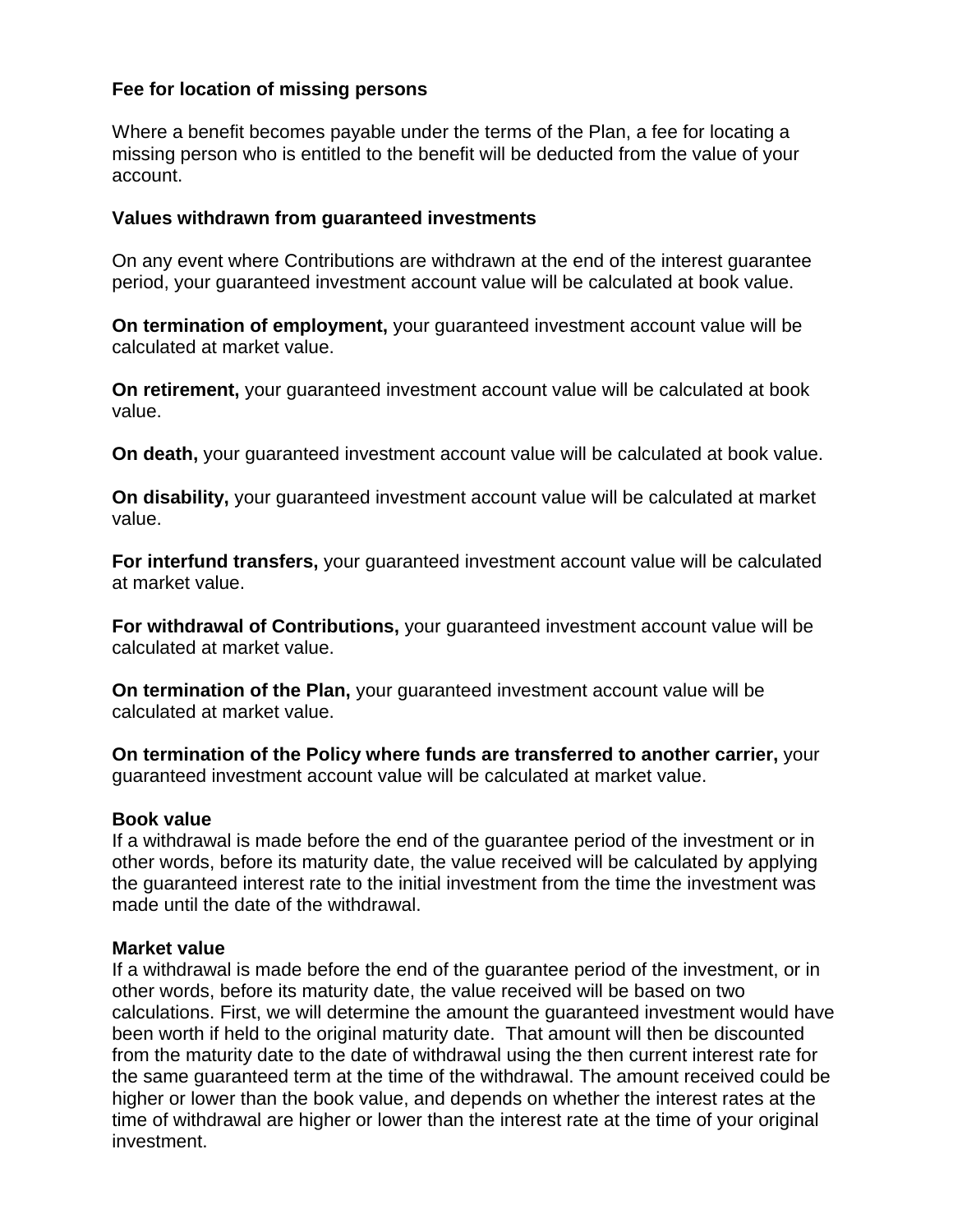**Fee for location of missing persons**

Where a benefit becomes payable under the terms of the Plan, a fee for locating a missing person who is entitled to the benefit will be deducted from the value of your account.

**Values withdrawn from guaranteed investments**

On any event where Contributions are withdrawn at the end of the interest guarantee period, your guaranteed investment account value will be calculated at book value.

**On termination of employment,** your guaranteed investment account value will be calculated at market value.

**On retirement,** your guaranteed investment account value will be calculated at book value.

**On death,** your guaranteed investment account value will be calculated at book value.

**On disability,** your guaranteed investment account value will be calculated at market value.

**For interfund transfers,** your guaranteed investment account value will be calculated at market value.

**For withdrawal of Contributions,** your guaranteed investment account value will be calculated at market value.

**On termination of the Plan,** your guaranteed investment account value will be calculated at market value.

**On termination of the Policy where funds are transferred to another carrier,** your guaranteed investment account value will be calculated at market value.

**Book value**
If a withdrawal is made before the end of the guarantee period of the investment or in other words, before its maturity date, the value received will be calculated by applying the guaranteed interest rate to the initial investment from the time the investment was made until the date of the withdrawal.

**Market value**
If a withdrawal is made before the end of the guarantee period of the investment, or in other words, before its maturity date, the value received will be based on two calculations. First, we will determine the amount the guaranteed investment would have been worth if held to the original maturity date. That amount will then be discounted from the maturity date to the date of withdrawal using the then current interest rate for the same guaranteed term at the time of the withdrawal. The amount received could be higher or lower than the book value, and depends on whether the interest rates at the time of withdrawal are higher or lower than the interest rate at the time of your original investment.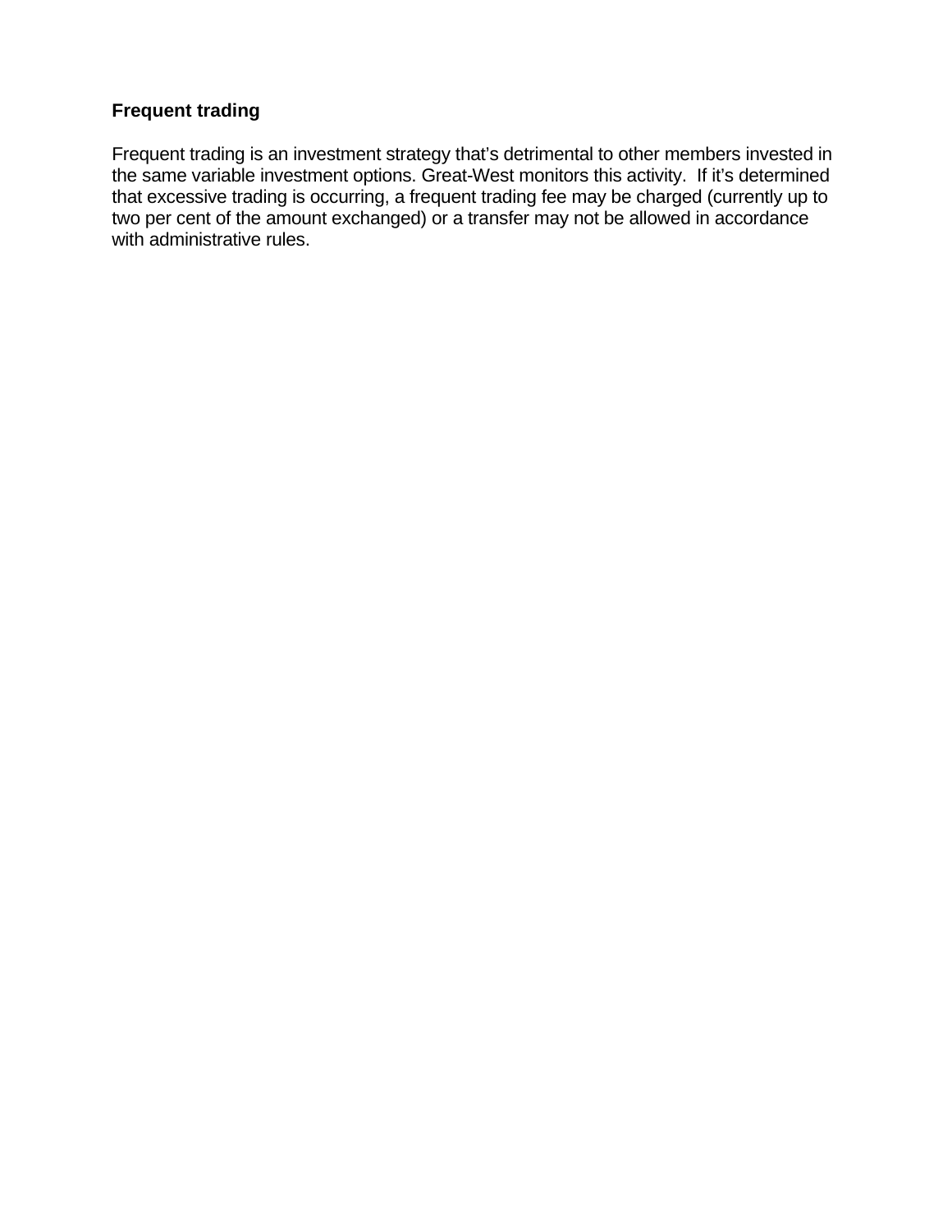**Frequent trading**

Frequent trading is an investment strategy that's detrimental to other members invested in the same variable investment options. Great-West monitors this activity. If it's determined that excessive trading is occurring, a frequent trading fee may be charged (currently up to two per cent of the amount exchanged) or a transfer may not be allowed in accordance with administrative rules.